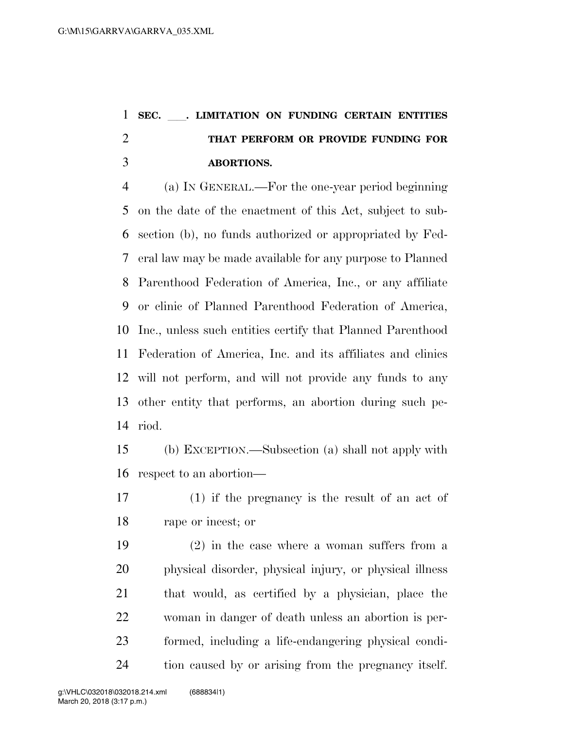**SEC. \_\_\_. LIMITATION ON FUNDING CERTAIN ENTITIES THAT PERFORM OR PROVIDE FUNDING FOR ABORTIONS.**

(a) IN GENERAL.—For the one-year period beginning on the date of the enactment of this Act, subject to subsection (b), no funds authorized or appropriated by Federal law may be made available for any purpose to Planned Parenthood Federation of America, Inc., or any affiliate or clinic of Planned Parenthood Federation of America, Inc., unless such entities certify that Planned Parenthood Federation of America, Inc. and its affiliates and clinics will not perform, and will not provide any funds to any other entity that performs, an abortion during such period.

(b) EXCEPTION.—Subsection (a) shall not apply with respect to an abortion—

(1) if the pregnancy is the result of an act of rape or incest; or

(2) in the case where a woman suffers from a physical disorder, physical injury, or physical illness that would, as certified by a physician, place the woman in danger of death unless an abortion is performed, including a life-endangering physical condition caused by or arising from the pregnancy itself.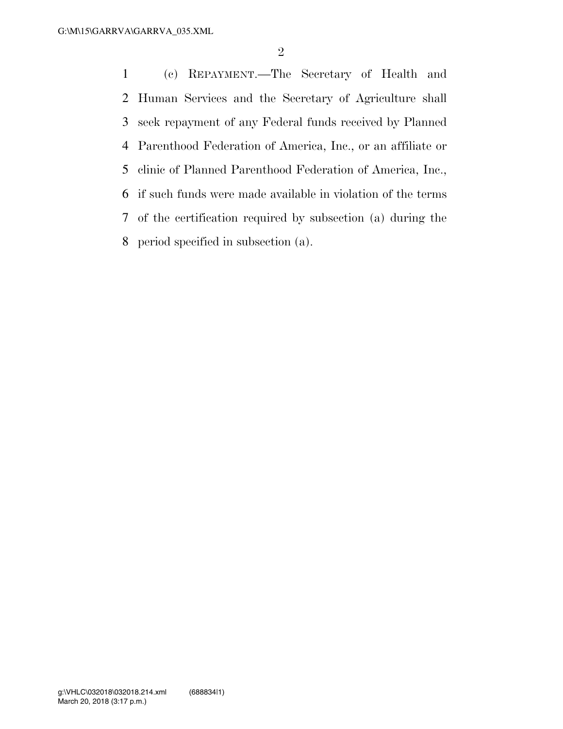(c) REPAYMENT.—The Secretary of Health and Human Services and the Secretary of Agriculture shall seek repayment of any Federal funds received by Planned Parenthood Federation of America, Inc., or an affiliate or clinic of Planned Parenthood Federation of America, Inc., if such funds were made available in violation of the terms of the certification required by subsection (a) during the period specified in subsection (a).